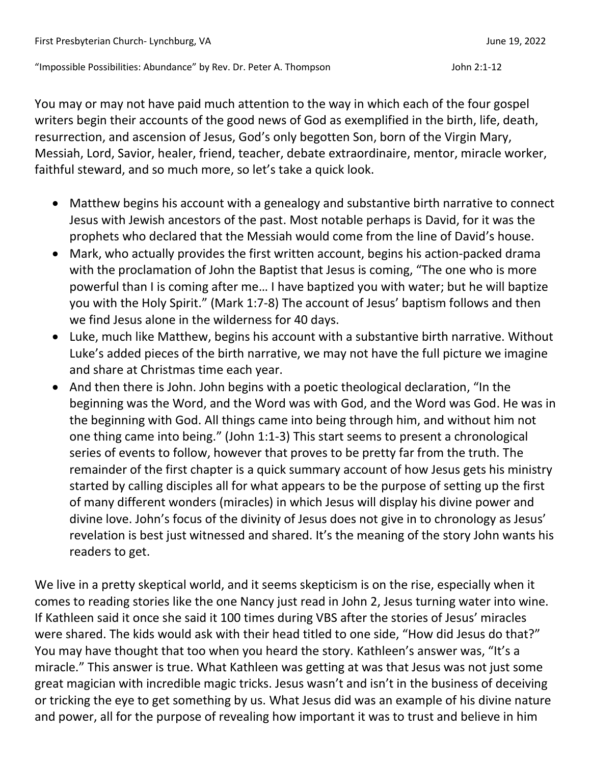First Presbyterian Church- Lynchburg, VA June 19, 2022

"Impossible Possibilities: Abundance" by Rev. Dr. Peter A. Thompson John 2:1-12

You may or may not have paid much attention to the way in which each of the four gospel writers begin their accounts of the good news of God as exemplified in the birth, life, death, resurrection, and ascension of Jesus, God's only begotten Son, born of the Virgin Mary, Messiah, Lord, Savior, healer, friend, teacher, debate extraordinaire, mentor, miracle worker, faithful steward, and so much more, so let's take a quick look.

- Matthew begins his account with a genealogy and substantive birth narrative to connect Jesus with Jewish ancestors of the past. Most notable perhaps is David, for it was the prophets who declared that the Messiah would come from the line of David's house.
- Mark, who actually provides the first written account, begins his action-packed drama with the proclamation of John the Baptist that Jesus is coming, "The one who is more powerful than I is coming after me… I have baptized you with water; but he will baptize you with the Holy Spirit." (Mark 1:7-8) The account of Jesus' baptism follows and then we find Jesus alone in the wilderness for 40 days.
- Luke, much like Matthew, begins his account with a substantive birth narrative. Without Luke's added pieces of the birth narrative, we may not have the full picture we imagine and share at Christmas time each year.
- And then there is John. John begins with a poetic theological declaration, "In the beginning was the Word, and the Word was with God, and the Word was God. He was in the beginning with God. All things came into being through him, and without him not one thing came into being." (John 1:1-3) This start seems to present a chronological series of events to follow, however that proves to be pretty far from the truth. The remainder of the first chapter is a quick summary account of how Jesus gets his ministry started by calling disciples all for what appears to be the purpose of setting up the first of many different wonders (miracles) in which Jesus will display his divine power and divine love. John's focus of the divinity of Jesus does not give in to chronology as Jesus' revelation is best just witnessed and shared. It's the meaning of the story John wants his readers to get.

We live in a pretty skeptical world, and it seems skepticism is on the rise, especially when it comes to reading stories like the one Nancy just read in John 2, Jesus turning water into wine. If Kathleen said it once she said it 100 times during VBS after the stories of Jesus' miracles were shared. The kids would ask with their head titled to one side, "How did Jesus do that?" You may have thought that too when you heard the story. Kathleen's answer was, "It's a miracle." This answer is true. What Kathleen was getting at was that Jesus was not just some great magician with incredible magic tricks. Jesus wasn't and isn't in the business of deceiving or tricking the eye to get something by us. What Jesus did was an example of his divine nature and power, all for the purpose of revealing how important it was to trust and believe in him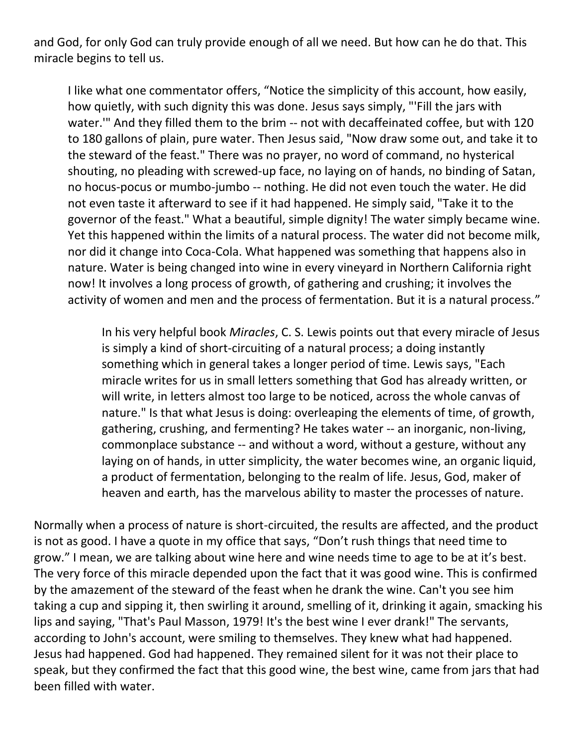and God, for only God can truly provide enough of all we need. But how can he do that. This miracle begins to tell us.

> I like what one commentator offers, "Notice the simplicity of this account, how easily, how quietly, with such dignity this was done. Jesus says simply, "'Fill the jars with water.'" And they filled them to the brim -- not with decaffeinated coffee, but with 120 to 180 gallons of plain, pure water. Then Jesus said, "Now draw some out, and take it to the steward of the feast." There was no prayer, no word of command, no hysterical shouting, no pleading with screwed-up face, no laying on of hands, no binding of Satan, no hocus-pocus or mumbo-jumbo -- nothing. He did not even touch the water. He did not even taste it afterward to see if it had happened. He simply said, "Take it to the governor of the feast." What a beautiful, simple dignity! The water simply became wine. Yet this happened within the limits of a natural process. The water did not become milk, nor did it change into Coca-Cola. What happened was something that happens also in nature. Water is being changed into wine in every vineyard in Northern California right now! It involves a long process of growth, of gathering and crushing; it involves the activity of women and men and the process of fermentation. But it is a natural process."
>
>> In his very helpful book *Miracles*, C. S. Lewis points out that every miracle of Jesus is simply a kind of short-circuiting of a natural process; a doing instantly something which in general takes a longer period of time. Lewis says, "Each miracle writes for us in small letters something that God has already written, or will write, in letters almost too large to be noticed, across the whole canvas of nature." Is that what Jesus is doing: overleaping the elements of time, of growth, gathering, crushing, and fermenting? He takes water -- an inorganic, non-living, commonplace substance -- and without a word, without a gesture, without any laying on of hands, in utter simplicity, the water becomes wine, an organic liquid, a product of fermentation, belonging to the realm of life. Jesus, God, maker of heaven and earth, has the marvelous ability to master the processes of nature.

Normally when a process of nature is short-circuited, the results are affected, and the product is not as good. I have a quote in my office that says, "Don't rush things that need time to grow." I mean, we are talking about wine here and wine needs time to age to be at it's best. The very force of this miracle depended upon the fact that it was good wine. This is confirmed by the amazement of the steward of the feast when he drank the wine. Can't you see him taking a cup and sipping it, then swirling it around, smelling of it, drinking it again, smacking his lips and saying, "That's Paul Masson, 1979! It's the best wine I ever drank!" The servants, according to John's account, were smiling to themselves. They knew what had happened. Jesus had happened. God had happened. They remained silent for it was not their place to speak, but they confirmed the fact that this good wine, the best wine, came from jars that had been filled with water.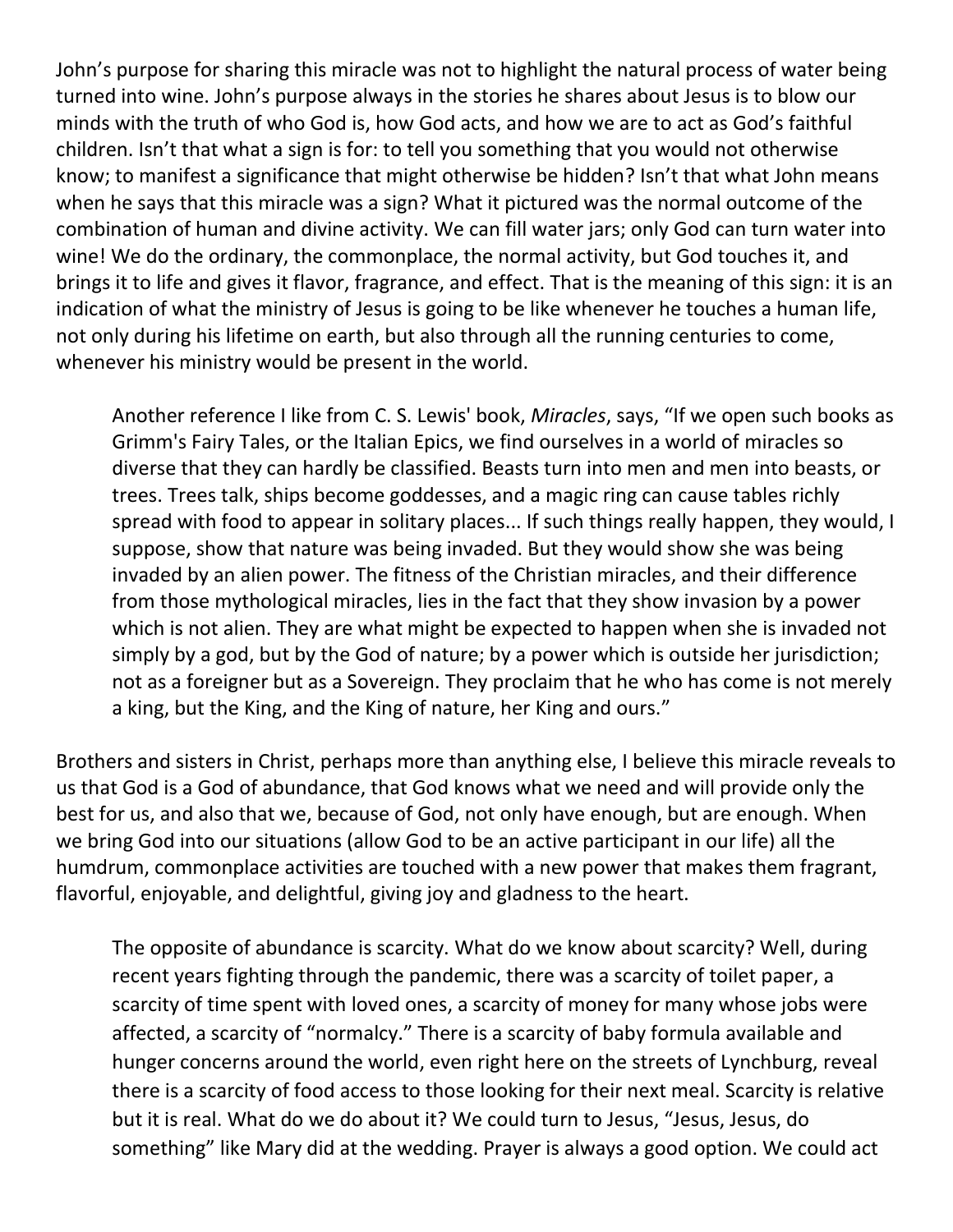John's purpose for sharing this miracle was not to highlight the natural process of water being turned into wine. John's purpose always in the stories he shares about Jesus is to blow our minds with the truth of who God is, how God acts, and how we are to act as God's faithful children. Isn't that what a sign is for: to tell you something that you would not otherwise know; to manifest a significance that might otherwise be hidden? Isn't that what John means when he says that this miracle was a sign? What it pictured was the normal outcome of the combination of human and divine activity. We can fill water jars; only God can turn water into wine! We do the ordinary, the commonplace, the normal activity, but God touches it, and brings it to life and gives it flavor, fragrance, and effect. That is the meaning of this sign: it is an indication of what the ministry of Jesus is going to be like whenever he touches a human life, not only during his lifetime on earth, but also through all the running centuries to come, whenever his ministry would be present in the world.

> Another reference I like from C. S. Lewis' book, *Miracles*, says, "If we open such books as Grimm's Fairy Tales, or the Italian Epics, we find ourselves in a world of miracles so diverse that they can hardly be classified. Beasts turn into men and men into beasts, or trees. Trees talk, ships become goddesses, and a magic ring can cause tables richly spread with food to appear in solitary places... If such things really happen, they would, I suppose, show that nature was being invaded. But they would show she was being invaded by an alien power. The fitness of the Christian miracles, and their difference from those mythological miracles, lies in the fact that they show invasion by a power which is not alien. They are what might be expected to happen when she is invaded not simply by a god, but by the God of nature; by a power which is outside her jurisdiction; not as a foreigner but as a Sovereign. They proclaim that he who has come is not merely a king, but the King, and the King of nature, her King and ours."

Brothers and sisters in Christ, perhaps more than anything else, I believe this miracle reveals to us that God is a God of abundance, that God knows what we need and will provide only the best for us, and also that we, because of God, not only have enough, but are enough. When we bring God into our situations (allow God to be an active participant in our life) all the humdrum, commonplace activities are touched with a new power that makes them fragrant, flavorful, enjoyable, and delightful, giving joy and gladness to the heart.

> The opposite of abundance is scarcity. What do we know about scarcity? Well, during recent years fighting through the pandemic, there was a scarcity of toilet paper, a scarcity of time spent with loved ones, a scarcity of money for many whose jobs were affected, a scarcity of "normalcy." There is a scarcity of baby formula available and hunger concerns around the world, even right here on the streets of Lynchburg, reveal there is a scarcity of food access to those looking for their next meal. Scarcity is relative but it is real. What do we do about it? We could turn to Jesus, "Jesus, Jesus, do something" like Mary did at the wedding. Prayer is always a good option. We could act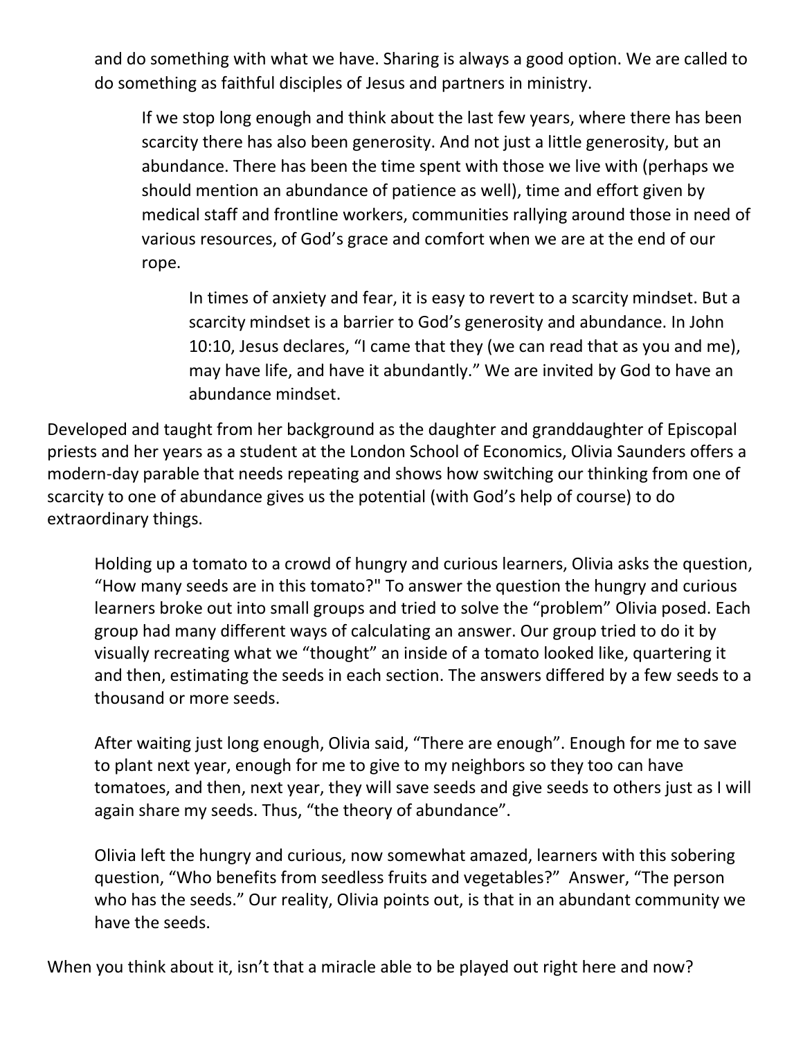and do something with what we have. Sharing is always a good option. We are called to do something as faithful disciples of Jesus and partners in ministry.

> If we stop long enough and think about the last few years, where there has been scarcity there has also been generosity. And not just a little generosity, but an abundance. There has been the time spent with those we live with (perhaps we should mention an abundance of patience as well), time and effort given by medical staff and frontline workers, communities rallying around those in need of various resources, of God's grace and comfort when we are at the end of our rope.
>
> > In times of anxiety and fear, it is easy to revert to a scarcity mindset. But a scarcity mindset is a barrier to God's generosity and abundance. In John 10:10, Jesus declares, "I came that they (we can read that as you and me), may have life, and have it abundantly." We are invited by God to have an abundance mindset.

Developed and taught from her background as the daughter and granddaughter of Episcopal priests and her years as a student at the London School of Economics, Olivia Saunders offers a modern-day parable that needs repeating and shows how switching our thinking from one of scarcity to one of abundance gives us the potential (with God's help of course) to do extraordinary things.

> Holding up a tomato to a crowd of hungry and curious learners, Olivia asks the question, "How many seeds are in this tomato?" To answer the question the hungry and curious learners broke out into small groups and tried to solve the "problem" Olivia posed. Each group had many different ways of calculating an answer. Our group tried to do it by visually recreating what we "thought" an inside of a tomato looked like, quartering it and then, estimating the seeds in each section. The answers differed by a few seeds to a thousand or more seeds.
>
> After waiting just long enough, Olivia said, "There are enough". Enough for me to save to plant next year, enough for me to give to my neighbors so they too can have tomatoes, and then, next year, they will save seeds and give seeds to others just as I will again share my seeds. Thus, "the theory of abundance".
>
> Olivia left the hungry and curious, now somewhat amazed, learners with this sobering question, "Who benefits from seedless fruits and vegetables?" Answer, "The person who has the seeds." Our reality, Olivia points out, is that in an abundant community we have the seeds.

When you think about it, isn't that a miracle able to be played out right here and now?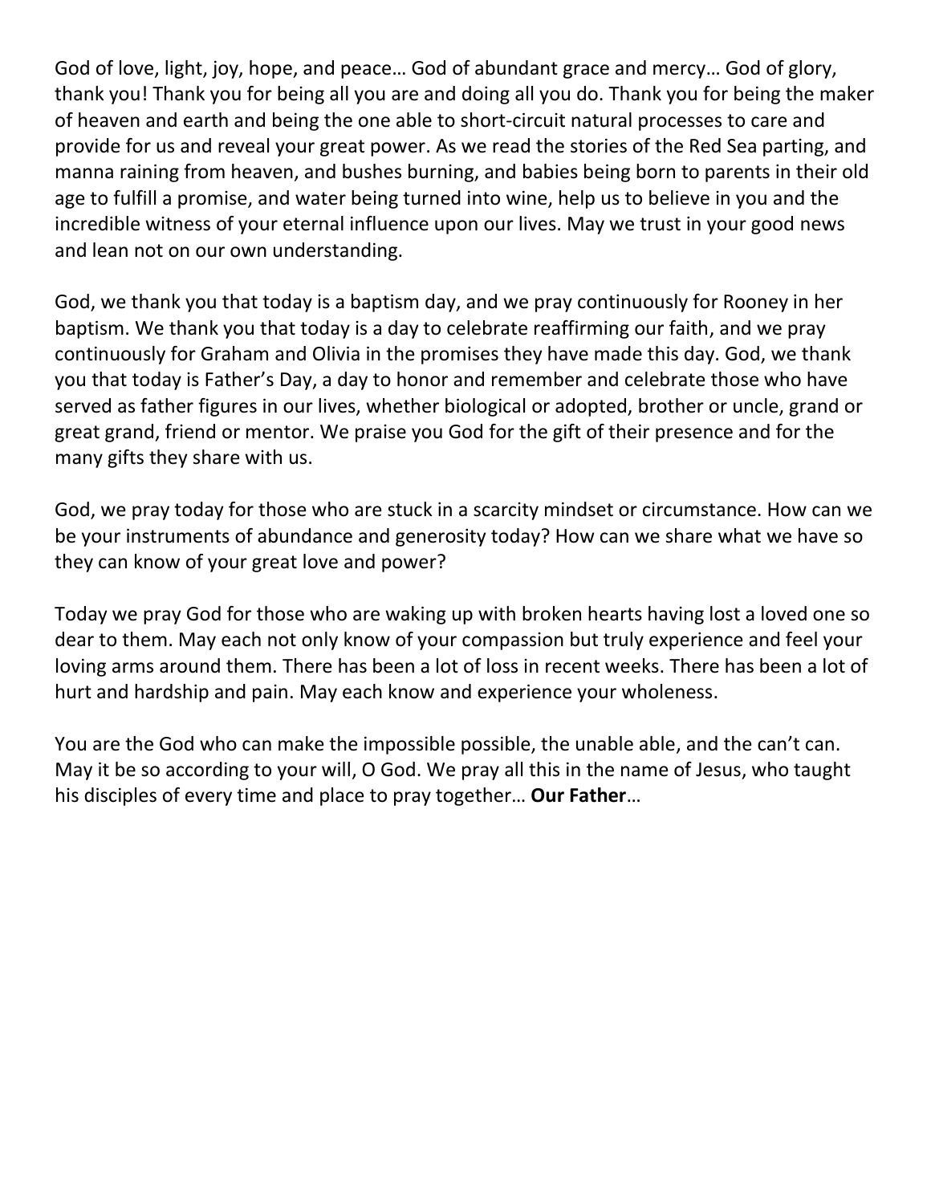God of love, light, joy, hope, and peace… God of abundant grace and mercy… God of glory, thank you! Thank you for being all you are and doing all you do. Thank you for being the maker of heaven and earth and being the one able to short-circuit natural processes to care and provide for us and reveal your great power. As we read the stories of the Red Sea parting, and manna raining from heaven, and bushes burning, and babies being born to parents in their old age to fulfill a promise, and water being turned into wine, help us to believe in you and the incredible witness of your eternal influence upon our lives. May we trust in your good news and lean not on our own understanding.

God, we thank you that today is a baptism day, and we pray continuously for Rooney in her baptism. We thank you that today is a day to celebrate reaffirming our faith, and we pray continuously for Graham and Olivia in the promises they have made this day. God, we thank you that today is Father's Day, a day to honor and remember and celebrate those who have served as father figures in our lives, whether biological or adopted, brother or uncle, grand or great grand, friend or mentor. We praise you God for the gift of their presence and for the many gifts they share with us.

God, we pray today for those who are stuck in a scarcity mindset or circumstance. How can we be your instruments of abundance and generosity today? How can we share what we have so they can know of your great love and power?

Today we pray God for those who are waking up with broken hearts having lost a loved one so dear to them. May each not only know of your compassion but truly experience and feel your loving arms around them. There has been a lot of loss in recent weeks. There has been a lot of hurt and hardship and pain. May each know and experience your wholeness.

You are the God who can make the impossible possible, the unable able, and the can't can. May it be so according to your will, O God. We pray all this in the name of Jesus, who taught his disciples of every time and place to pray together… **Our Father**…